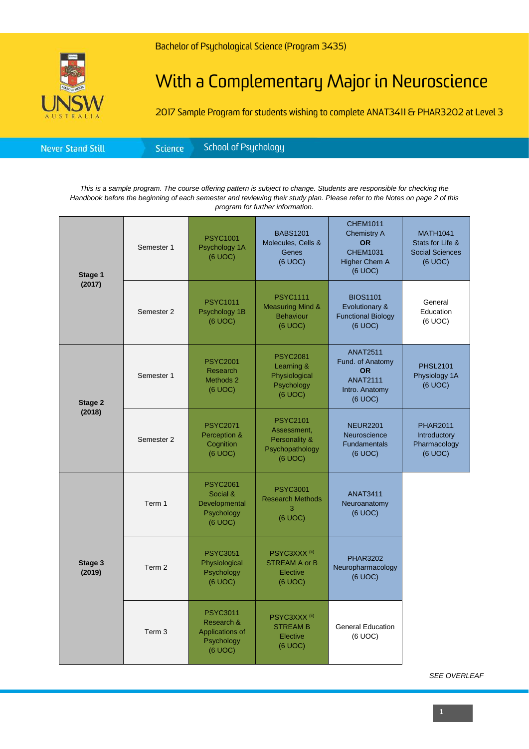Bachelor of Psychological Science (Program 3435)

# With a Complementary Major in Neuroscience

2017 Sample Program for students wishing to complete ANAT3411 & PHAR3202 at Level 3

Never Stand Still | Science | School of Psychology

*This is a sample program. The course offering pattern is subject to change. Students are responsible for checking the Handbook before the beginning of each semester and reviewing their study plan. Please refer to the Notes on page 2 of this program for further information.*

| | | | | | |
|---|---|---|---|---|---|
| **Stage 1 (2017)** | Semester 1 | PSYC1001 Psychology 1A (6 UOC) | BABS1201 Molecules, Cells & Genes (6 UOC) | CHEM1011 Chemistry A **OR** CHEM1031 Higher Chem A (6 UOC) | MATH1041 Stats for Life & Social Sciences (6 UOC) |
| | Semester 2 | PSYC1011 Psychology 1B (6 UOC) | PSYC1111 Measuring Mind & Behaviour (6 UOC) | BIOS1101 Evolutionary & Functional Biology (6 UOC) | General Education (6 UOC) |
| **Stage 2 (2018)** | Semester 1 | PSYC2001 Research Methods 2 (6 UOC) | PSYC2081 Learning & Physiological Psychology (6 UOC) | ANAT2511 Fund. of Anatomy **OR** ANAT2111 Intro. Anatomy (6 UOC) | PHSL2101 Physiology 1A (6 UOC) |
| | Semester 2 | PSYC2071 Perception & Cognition (6 UOC) | PSYC2101 Assessment, Personality & Psychopathology (6 UOC) | NEUR2201 Neuroscience Fundamentals (6 UOC) | PHAR2011 Introductory Pharmacology (6 UOC) |
| **Stage 3 (2019)** | Term 1 | PSYC2061 Social & Developmental Psychology (6 UOC) | PSYC3001 Research Methods 3 (6 UOC) | ANAT3411 Neuroanatomy (6 UOC) | |
| | Term 2 | PSYC3051 Physiological Psychology (6 UOC) | PSYC3XXX [iii] STREAM A or B Elective (6 UOC) | PHAR3202 Neuropharmacology (6 UOC) | |
| | Term 3 | PSYC3011 Research & Applications of Psychology (6 UOC) | PSYC3XXX [iii] STREAM B Elective (6 UOC) | General Education (6 UOC) | |

*SEE OVERLEAF*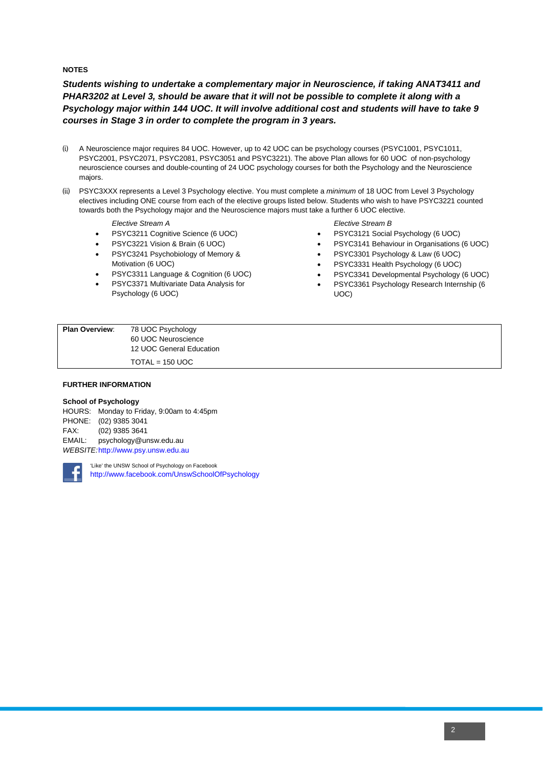**NOTES**

***Students wishing to undertake a complementary major in Neuroscience, if taking ANAT3411 and PHAR3202 at Level 3, should be aware that it will not be possible to complete it along with a Psychology major within 144 UOC. It will involve additional cost and students will have to take 9 courses in Stage 3 in order to complete the program in 3 years.***

(i) A Neuroscience major requires 84 UOC. However, up to 42 UOC can be psychology courses (PSYC1001, PSYC1011, PSYC2001, PSYC2071, PSYC2081, PSYC3051 and PSYC3221). The above Plan allows for 60 UOC of non-psychology neuroscience courses and double-counting of 24 UOC psychology courses for both the Psychology and the Neuroscience majors.

(ii) PSYC3XXX represents a Level 3 Psychology elective. You must complete a *minimum* of 18 UOC from Level 3 Psychology electives including ONE course from each of the elective groups listed below. Students who wish to have PSYC3221 counted towards both the Psychology major and the Neuroscience majors must take a further 6 UOC elective.

*Elective Stream A*

- PSYC3211 Cognitive Science (6 UOC)
- PSYC3221 Vision & Brain (6 UOC)
- PSYC3241 Psychobiology of Memory & Motivation (6 UOC)
- PSYC3311 Language & Cognition (6 UOC)
- PSYC3371 Multivariate Data Analysis for Psychology (6 UOC)

*Elective Stream B*

- PSYC3121 Social Psychology (6 UOC)
- PSYC3141 Behaviour in Organisations (6 UOC)
- PSYC3301 Psychology & Law (6 UOC)
- PSYC3331 Health Psychology (6 UOC)
- PSYC3341 Developmental Psychology (6 UOC)
- PSYC3361 Psychology Research Internship (6 UOC)

| | |
|---|---|
| **Plan Overview**: | 78 UOC Psychology<br>60 UOC Neuroscience<br>12 UOC General Education |
| | TOTAL = 150 UOC |

**FURTHER INFORMATION**

**School of Psychology**

HOURS: Monday to Friday, 9:00am to 4:45pm
PHONE: (02) 9385 3041
FAX: (02) 9385 3641
EMAIL: psychology@unsw.edu.au
*WEBSITE:* http://www.psy.unsw.edu.au

'Like' the UNSW School of Psychology on Facebook
http://www.facebook.com/UnswSchoolOfPsychology